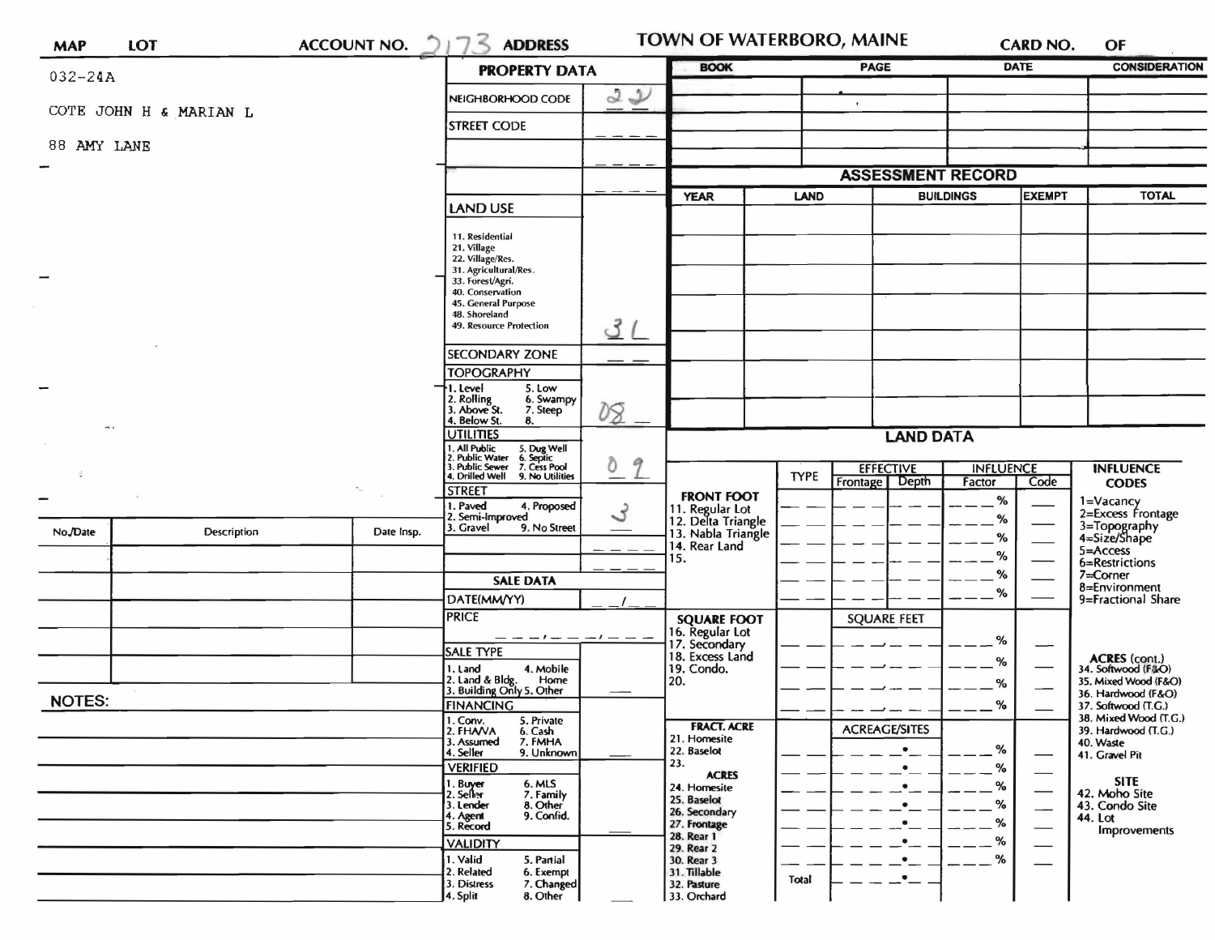| MAP | LOT | ACCOUNT NO. 2173 | ADDRESS | TOWN OF WATERBORO, MAINE | CARD NO. | OF |
|---|---|---|---|---|---|---|

032-24A

COTE JOHN H & MARIAN L

88 AMY LANE

## PROPERTY DATA

| Field | Value |
|---|---|
| NEIGHBORHOOD CODE | 22 |
| STREET CODE | \_ \_ \_ |
| | \_ \_ \_ |
| | \_ \_ \_ |

**LAND USE**

11. Residential
21. Village
22. Village/Res.
31. Agricultural/Res.
33. Forest/Agri.
40. Conservation
45. General Purpose
48. Shoreland
49. Resource Protection

Value: 31

**SECONDARY ZONE** \_ \_

**TOPOGRAPHY**

1. Level
2. Rolling
3. Above St.
4. Below St.
5. Low
6. Swampy
7. Steep
8.

Value: 08

**UTILITIES**

1. All Public
2. Public Water
3. Public Sewer
4. Drilled Well
5. Dug Well
6. Septic
7. Cess Pool
9. No Utilities

Value: 09

**STREET**

1. Paved
2. Semi-Improved
3. Gravel
4. Proposed
9. No Street

Value: 3

**SALE DATA**

DATE(MM/YY) \_ \_ / \_ \_

PRICE \_ \_ \_ / \_ \_ \_ / \_ \_ \_

**SALE TYPE**

1. Land
2. Land & Bldg.
3. Building Only
4. Mobile Home
5. Other

**FINANCING**

1. Conv.
2. FHA/VA
3. Assumed
4. Seller
5. Private
6. Cash
7. FMHA
9. Unknown

**VERIFIED**

1. Buyer
2. Seller
3. Lender
4. Agent
5. Record
6. MLS
7. Family
8. Other
9. Confid.

**VALIDITY**

1. Valid
2. Related
3. Distress
4. Split
5. Partial
6. Exempt
7. Changed
8. Other

| BOOK | PAGE | DATE | CONSIDERATION |
|---|---|---|---|
| | | | |
| | | | |
| | | | |
| | | | |

## ASSESSMENT RECORD

| YEAR | LAND | BUILDINGS | EXEMPT | TOTAL |
|---|---|---|---|---|
| | | | | |
| | | | | |
| | | | | |
| | | | | |
| | | | | |
| | | | | |
| | | | | |

## LAND DATA

| | TYPE | EFFECTIVE Frontage | EFFECTIVE Depth | INFLUENCE Factor | INFLUENCE Code |
|---|---|---|---|---|---|
| **FRONT FOOT** | | | | | |
| 11. Regular Lot | | | | % | |
| 12. Delta Triangle | | | | % | |
| 13. Nabla Triangle | | | | % | |
| 14. Rear Land | | | | % | |
| 15. | | | | % | |
| | | | | % | |
| **SQUARE FOOT** | | SQUARE FEET | | | |
| 16. Regular Lot | | | | % | |
| 17. Secondary | | | | % | |
| 18. Excess Land | | | | % | |
| 19. Condo. | | | | % | |
| 20. | | | | | |
| **FRACT. ACRE** | | ACREAGE/SITES | | | |
| 21. Homesite | | | | % | |
| 22. Baselot | | | | % | |
| 23. | | | | % | |
| **ACRES** | | | | | |
| 24. Homesite | | | | % | |
| 25. Baselot | | | | % | |
| 26. Secondary | | | | % | |
| 27. Frontage | | | | % | |
| 28. Rear 1 | | | | % | |
| 29. Rear 2 | | | | | |
| 30. Rear 3 | | | | | |
| 31. Tillable | Total | | | | |
| 32. Pasture | | | | | |
| 33. Orchard | | | | | |

**INFLUENCE CODES**

1=Vacancy
2=Excess Frontage
3=Topography
4=Size/Shape
5=Access
6=Restrictions
7=Corner
8=Environment
9=Fractional Share

**ACRES (cont.)**

34. Softwood (F&O)
35. Mixed Wood (F&O)
36. Hardwood (F&O)
37. Softwood (T.G.)
38. Mixed Wood (T.G.)
39. Hardwood (T.G.)
40. Waste
41. Gravel Pit

**SITE**

42. Moho Site
43. Condo Site
44. Lot Improvements

| No./Date | Description | Date Insp. |
|---|---|---|
| | | |
| | | |
| | | |
| | | |
| | | |
| | | |

**NOTES:**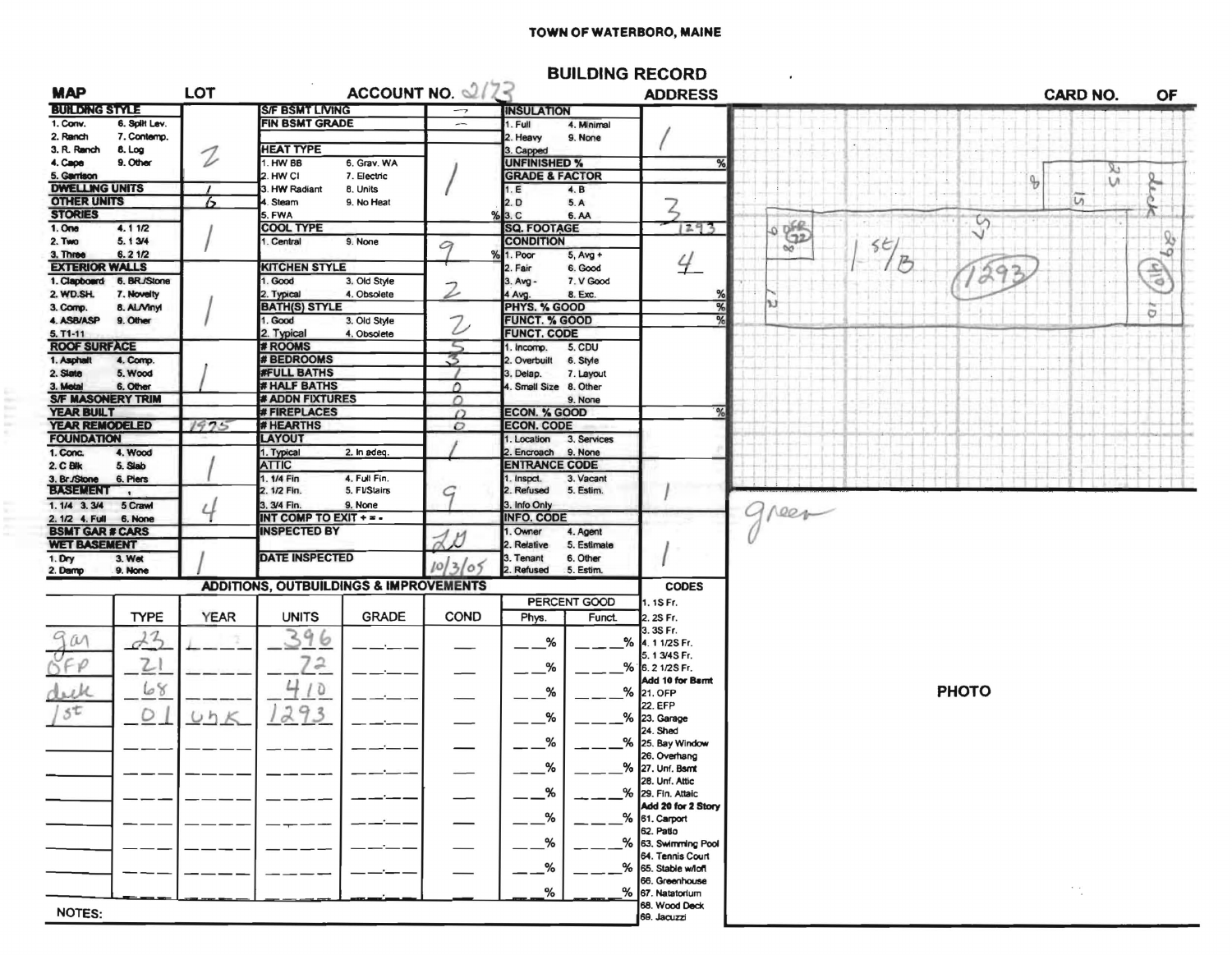# TOWN OF WATERBORO, MAINE

## BUILDING RECORD

MAP | LOT | ACCOUNT NO. 2173 | ADDRESS | CARD NO. OF

| Field | Value | Field | Value | Field | Value |
|---|---|---|---|---|---|
| **BUILDING STYLE** 1. Conv. 2. Ranch 3. R. Ranch 4. Cape 5. Garrison 6. Split Lev. 7. Contemp. 8. Log 9. Other | 2 | **S/F BSMT LIVING** | – | **INSULATION** 1. Full 2. Heavy 3. Capped 4. Minimal 9. None | 1 |
| **DWELLING UNITS** | 1 | **FIN BSMT GRADE** | – | **UNFINISHED %** | % |
| **OTHER UNITS** | 6 | **HEAT TYPE** 1. HW BB 2. HW CI 3. HW Radiant 4. Steam 5. FWA 6. Grav. WA 7. Electric 8. Units 9. No Heat | 1 | **GRADE & FACTOR** 1. E 2. D 3. C 4. B 5. A 6. AA | 3 % |
| **STORIES** 1. One 2. Two 3. Three 4. 1 1/2 5. 1 3/4 6. 2 1/2 | 1 | **COOL TYPE** 1. Central 9. None | 9 % | **SQ. FOOTAGE** | 1293 |
| **EXTERIOR WALLS** 1. Clapboard 2. WD.SH. 3. Comp. 4. ASB/ASP 5. T1-11 6. BR./Stone 7. Novelty 8. AL/Vinyl 9. Other | 1 | **KITCHEN STYLE** 1. Good 2. Typical 3. Old Style 4. Obsolete | 2 | **CONDITION** 1. Poor 2. Fair 3. Avg - 4 Avg. 5, Avg + 6. Good 7. V Good 8. Exc. | 4 |
| | | **BATH(S) STYLE** 1. Good 2. Typical 3. Old Style 4. Obsolete | 2 | **PHYS. % GOOD** | % |
| **ROOF SURFACE** 1. Asphalt 2. Slate 3. Metal 4. Comp. 5. Wood 6. Other | 1 | **# ROOMS** | 5 | **FUNCT. % GOOD** | % |
| | | **# BEDROOMS** | 3 | **FUNCT. CODE** 1. Incomp. 2. Overbuilt 3. Delap. 4. Small Size 5. CDU 6. Style 7. Layout 8. Other 9. None | |
| | | **#FULL BATHS** | 1 | | |
| **S/F MASONERY TRIM** | | **# HALF BATHS** | 0 | | |
| **YEAR BUILT** | | **# ADDN FIXTURES** | 0 | | |
| **YEAR REMODELED** | 1975 | **# FIREPLACES** | 0 | **ECON. % GOOD** | % |
| | | **# HEARTHS** | 0 | **ECON. CODE** 1. Location 2. Encroach 3. Services 9. None | |
| **FOUNDATION** 1. Conc. 2. C Blk 3. Br./Stone 4. Wood 5. Slab 6. Piers | 1 | **LAYOUT** 1. Typical 2. In adeq. | 1 | | |
| **BASEMENT** 1. 1/4 2. 1/2 3. 3/4 4. Full 5 Crawl 6. None | 4 | **ATTIC** 1. 1/4 Fin 2. 1/2 Fin. 3. 3/4 Fin. 4. Full Fin. 5. Fl/Stairs 9. None | 9 | **ENTRANCE CODE** 1. Inspct. 2. Refused 3. Info Only 4. Vacant 5. Estim. | 1 |
| **BSMT GAR # CARS** | | **INT COMP TO EXIT + = -** | | **INFO. CODE** 1. Owner 2. Relative 3. Tenant 4. Agent 5. Estimate 6. Other | 1 |
| **WET BASEMENT** 1. Dry 2. Damp 3. Wet 9. None | 1 | **INSPECTED BY** | ZU | | |
| | | **DATE INSPECTED** | 10/3/05 | | |

Sketch: 1st/B (1293); OFP 72 (9 x 8); gar 396 (25 x ... ); deck (410) 29 x 10; dimensions 57, 8, 25, 15, 12, 10.

green

### ADDITIONS, OUTBUILDINGS & IMPROVEMENTS

| | TYPE | YEAR | UNITS | GRADE | COND | PERCENT GOOD Phys. | PERCENT GOOD Funct. |
|---|---|---|---|---|---|---|---|
| gar | 23 | | 396 | | | % | % |
| OFP | 21 | | 72 | | | % | % |
| deck | 68 | | 410 | | | % | % |
| 1st | 01 | unk | 1293 | | | % | % |

**CODES**
1. 1S Fr.
2. 2S Fr.
3. 3S Fr.
4. 1 1/2S Fr.
5. 1 3/4S Fr.
6. 2 1/2S Fr.

Add 10 for Bsmt

21. OFP
22. EFP
23. Garage
24. Shed
25. Bay Window
26. Overhang
27. Unf. Bsmt
28. Unf. Attic
29. Fin. Attic

Add 20 for 2 Story

61. Carport
62. Patio
63. Swimming Pool
64. Tennis Court
65. Stable w/loft
66. Greenhouse
67. Natatorium
68. Wood Deck
69. Jacuzzi

PHOTO

NOTES: